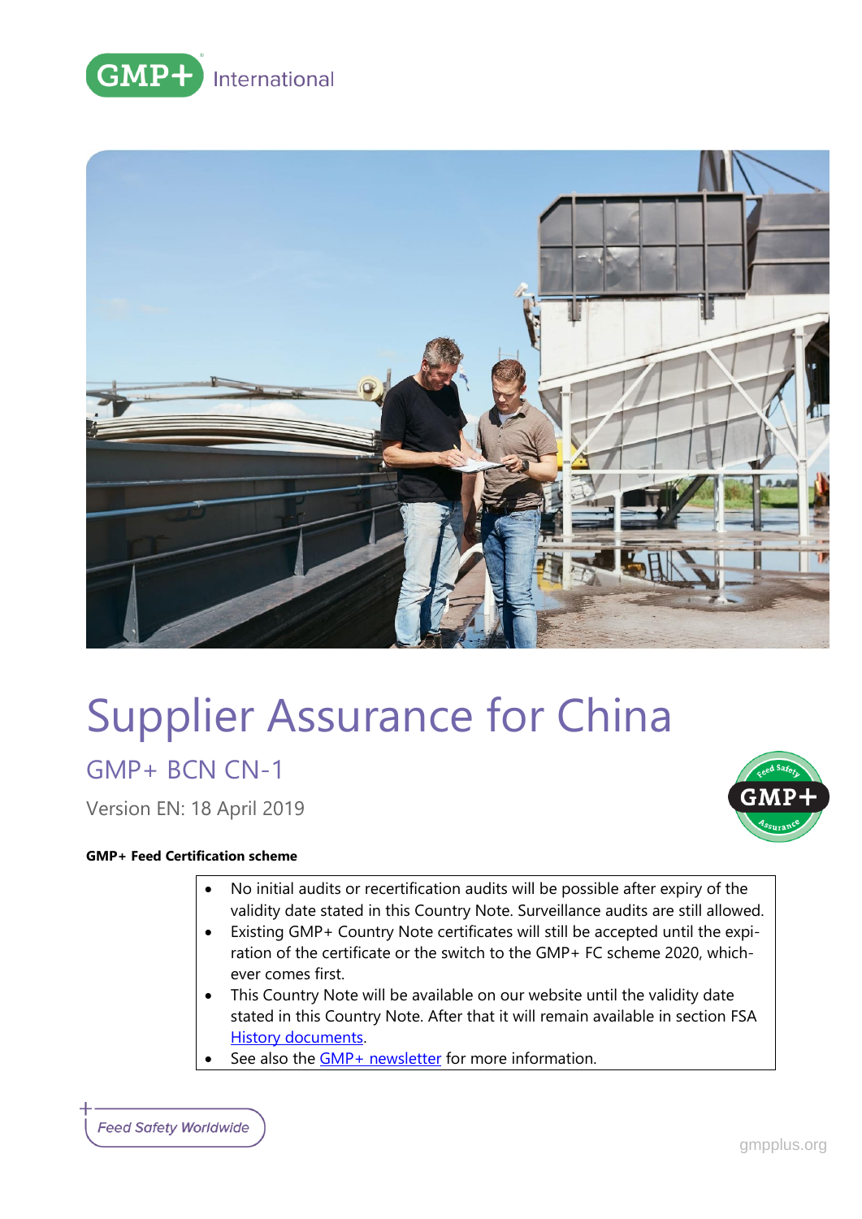GMP+ International

# Supplier Assurance for China

## GMP+ BCN CN-1

Version EN: 18 April 2019

**GMP+ Feed Certification scheme**

- No initial audits or recertification audits will be possible after expiry of the validity date stated in this Country Note. Surveillance audits are still allowed.
- Existing GMP+ Country Note certificates will still be accepted until the expiration of the certificate or the switch to the GMP+ FC scheme 2020, whichever comes first.
- This Country Note will be available on our website until the validity date stated in this Country Note. After that it will remain available in section FSA History documents.
- See also the GMP+ newsletter for more information.

Feed Safety Worldwide

gmpplus.org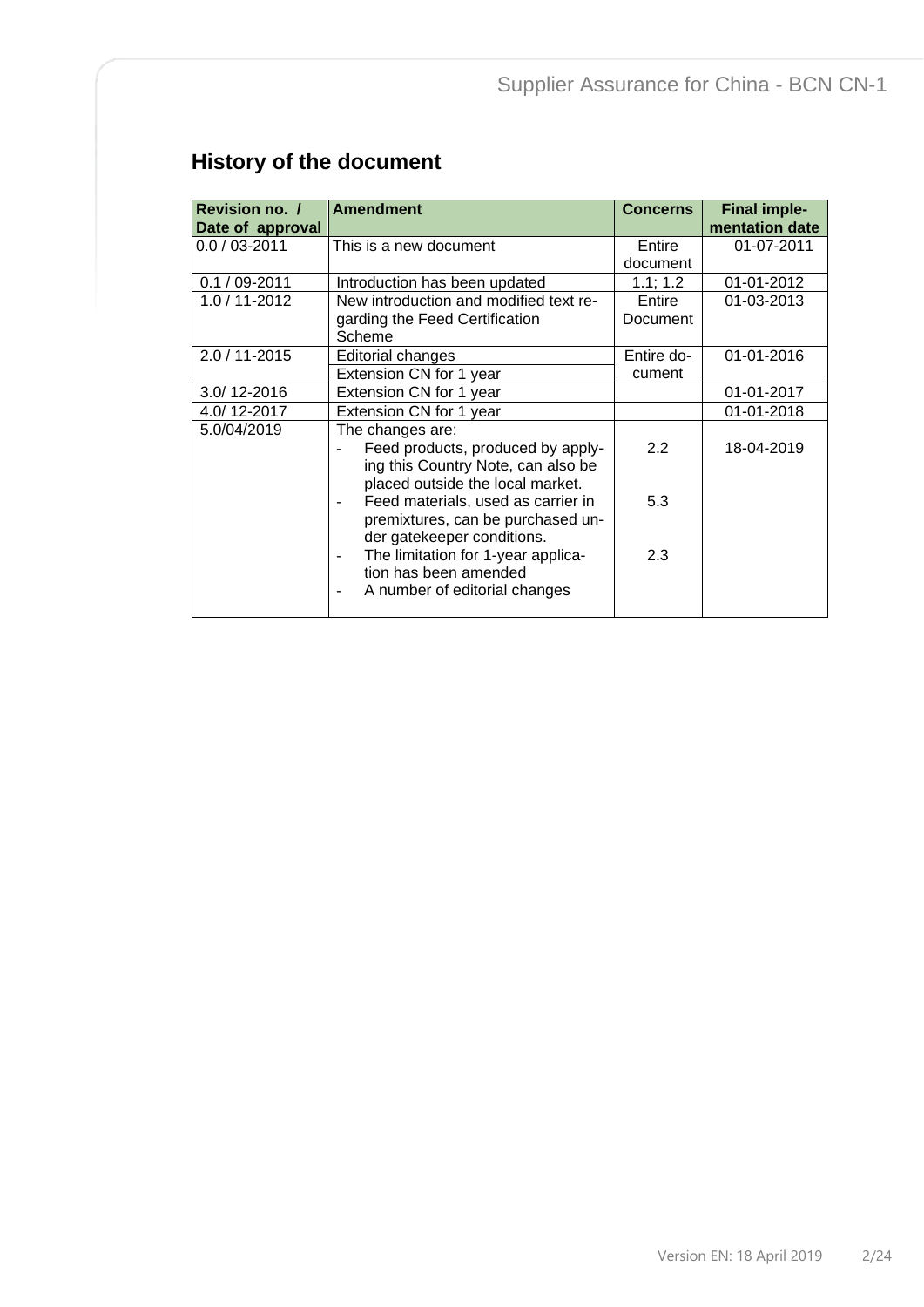## History of the document

| Revision no. / Date of approval | Amendment | Concerns | Final implementation date |
|---|---|---|---|
| 0.0 / 03-2011 | This is a new document | Entire document | 01-07-2011 |
| 0.1 / 09-2011 | Introduction has been updated | 1.1; 1.2 | 01-01-2012 |
| 1.0 / 11-2012 | New introduction and modified text regarding the Feed Certification Scheme | Entire Document | 01-03-2013 |
| 2.0 / 11-2015 | Editorial changes<br>Extension CN for 1 year | Entire document | 01-01-2016 |
| 3.0/ 12-2016 | Extension CN for 1 year | | 01-01-2017 |
| 4.0/ 12-2017 | Extension CN for 1 year | | 01-01-2018 |
| 5.0/04/2019 | The changes are:<br>- Feed products, produced by applying this Country Note, can also be placed outside the local market.<br>- Feed materials, used as carrier in premixtures, can be purchased under gatekeeper conditions.<br>- The limitation for 1-year application has been amended<br>- A number of editorial changes | 2.2<br>5.3<br>2.3 | 18-04-2019 |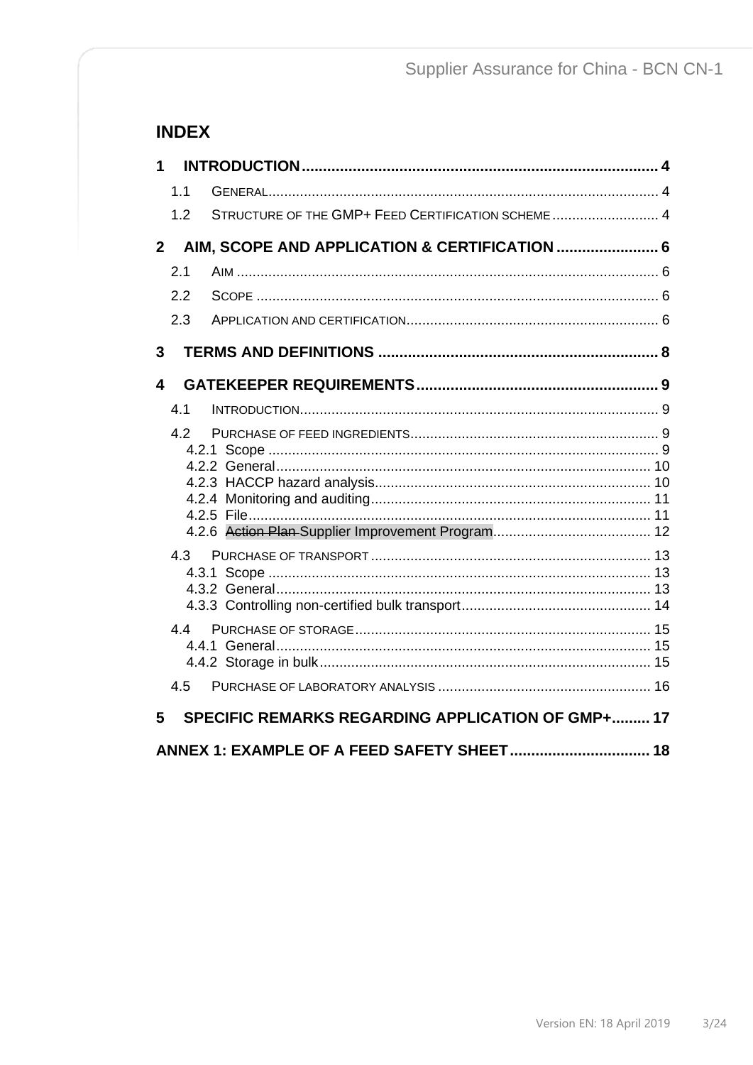# INDEX

**1 INTRODUCTION ... 4**

- 1.1 GENERAL ... 4
- 1.2 STRUCTURE OF THE GMP+ FEED CERTIFICATION SCHEME ... 4

**2 AIM, SCOPE AND APPLICATION & CERTIFICATION ... 6**

- 2.1 AIM ... 6
- 2.2 SCOPE ... 6
- 2.3 APPLICATION AND CERTIFICATION ... 6

**3 TERMS AND DEFINITIONS ... 8**

**4 GATEKEEPER REQUIREMENTS ... 9**

- 4.1 INTRODUCTION ... 9
- 4.2 PURCHASE OF FEED INGREDIENTS ... 9
  - 4.2.1 Scope ... 9
  - 4.2.2 General ... 10
  - 4.2.3 HACCP hazard analysis ... 10
  - 4.2.4 Monitoring and auditing ... 11
  - 4.2.5 File ... 11
  - 4.2.6 ~~Action Plan~~ Supplier Improvement Program ... 12
- 4.3 PURCHASE OF TRANSPORT ... 13
  - 4.3.1 Scope ... 13
  - 4.3.2 General ... 13
  - 4.3.3 Controlling non-certified bulk transport ... 14
- 4.4 PURCHASE OF STORAGE ... 15
  - 4.4.1 General ... 15
  - 4.4.2 Storage in bulk ... 15
- 4.5 PURCHASE OF LABORATORY ANALYSIS ... 16

**5 SPECIFIC REMARKS REGARDING APPLICATION OF GMP+ ... 17**

**ANNEX 1: EXAMPLE OF A FEED SAFETY SHEET ... 18**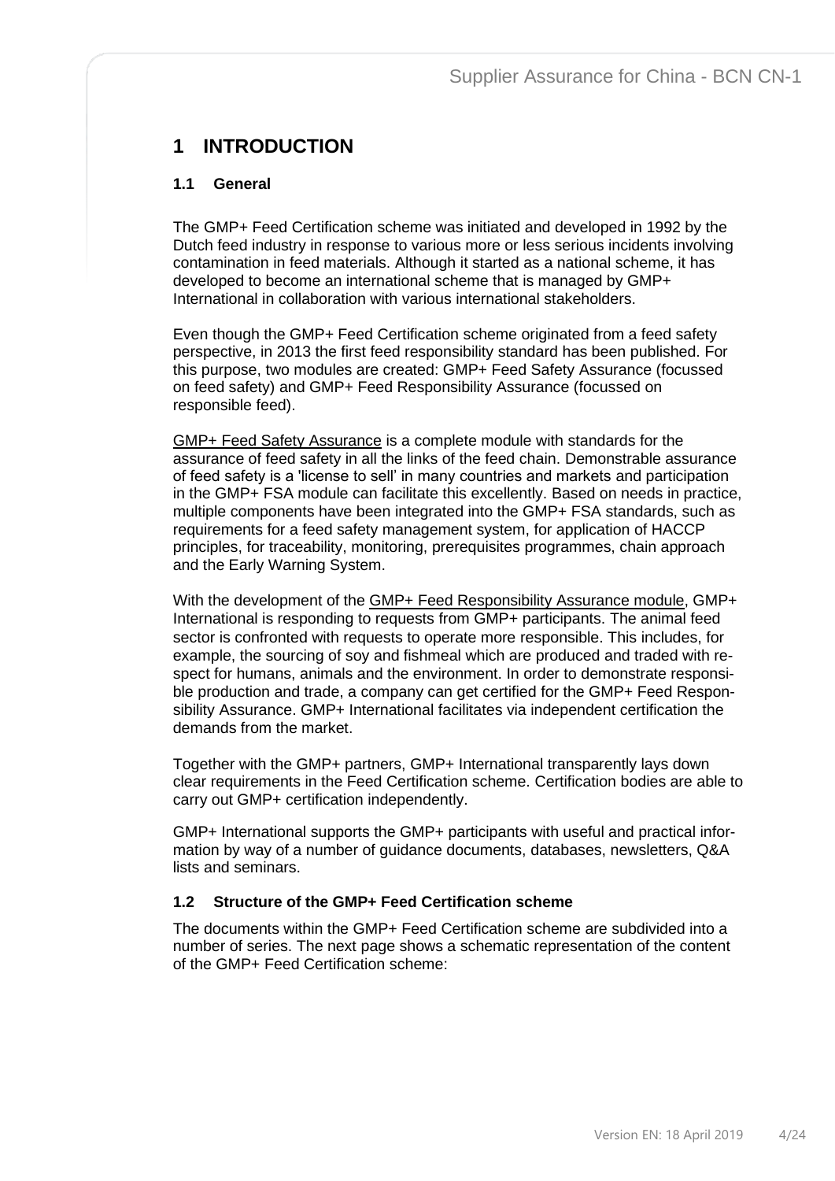# 1 INTRODUCTION

## 1.1 General

The GMP+ Feed Certification scheme was initiated and developed in 1992 by the Dutch feed industry in response to various more or less serious incidents involving contamination in feed materials. Although it started as a national scheme, it has developed to become an international scheme that is managed by GMP+ International in collaboration with various international stakeholders.

Even though the GMP+ Feed Certification scheme originated from a feed safety perspective, in 2013 the first feed responsibility standard has been published. For this purpose, two modules are created: GMP+ Feed Safety Assurance (focussed on feed safety) and GMP+ Feed Responsibility Assurance (focussed on responsible feed).

GMP+ Feed Safety Assurance is a complete module with standards for the assurance of feed safety in all the links of the feed chain. Demonstrable assurance of feed safety is a 'license to sell' in many countries and markets and participation in the GMP+ FSA module can facilitate this excellently. Based on needs in practice, multiple components have been integrated into the GMP+ FSA standards, such as requirements for a feed safety management system, for application of HACCP principles, for traceability, monitoring, prerequisites programmes, chain approach and the Early Warning System.

With the development of the GMP+ Feed Responsibility Assurance module, GMP+ International is responding to requests from GMP+ participants. The animal feed sector is confronted with requests to operate more responsible. This includes, for example, the sourcing of soy and fishmeal which are produced and traded with respect for humans, animals and the environment. In order to demonstrate responsible production and trade, a company can get certified for the GMP+ Feed Responsibility Assurance. GMP+ International facilitates via independent certification the demands from the market.

Together with the GMP+ partners, GMP+ International transparently lays down clear requirements in the Feed Certification scheme. Certification bodies are able to carry out GMP+ certification independently.

GMP+ International supports the GMP+ participants with useful and practical information by way of a number of guidance documents, databases, newsletters, Q&A lists and seminars.

## 1.2 Structure of the GMP+ Feed Certification scheme

The documents within the GMP+ Feed Certification scheme are subdivided into a number of series. The next page shows a schematic representation of the content of the GMP+ Feed Certification scheme: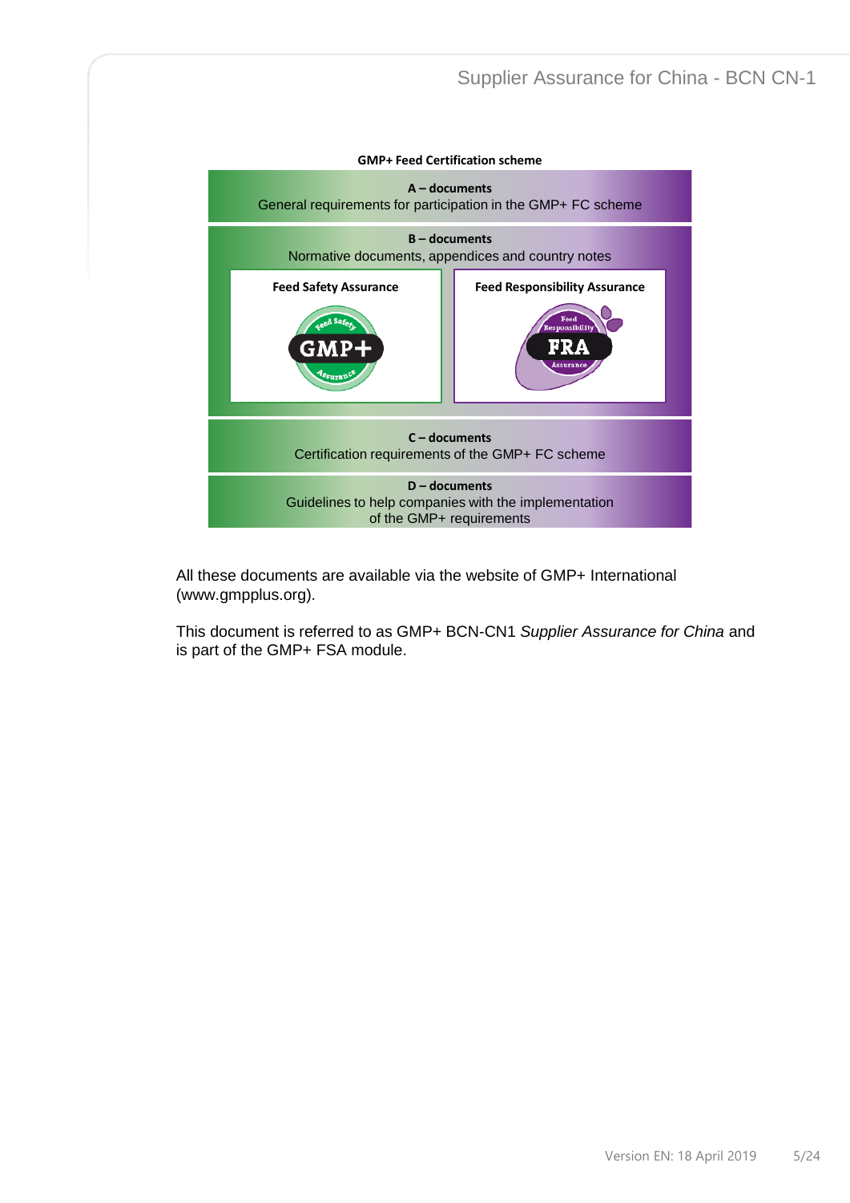**GMP+ Feed Certification scheme**

**A – documents**
General requirements for participation in the GMP+ FC scheme

**B – documents**
Normative documents, appendices and country notes

| Feed Safety Assurance | Feed Responsibility Assurance |
| --- | --- |
| Feed Safety GMP+ Assurance | Feed Responsibility FRA Assurance |

**C – documents**
Certification requirements of the GMP+ FC scheme

**D – documents**
Guidelines to help companies with the implementation of the GMP+ requirements

All these documents are available via the website of GMP+ International (www.gmpplus.org).

This document is referred to as GMP+ BCN-CN1 *Supplier Assurance for China* and is part of the GMP+ FSA module.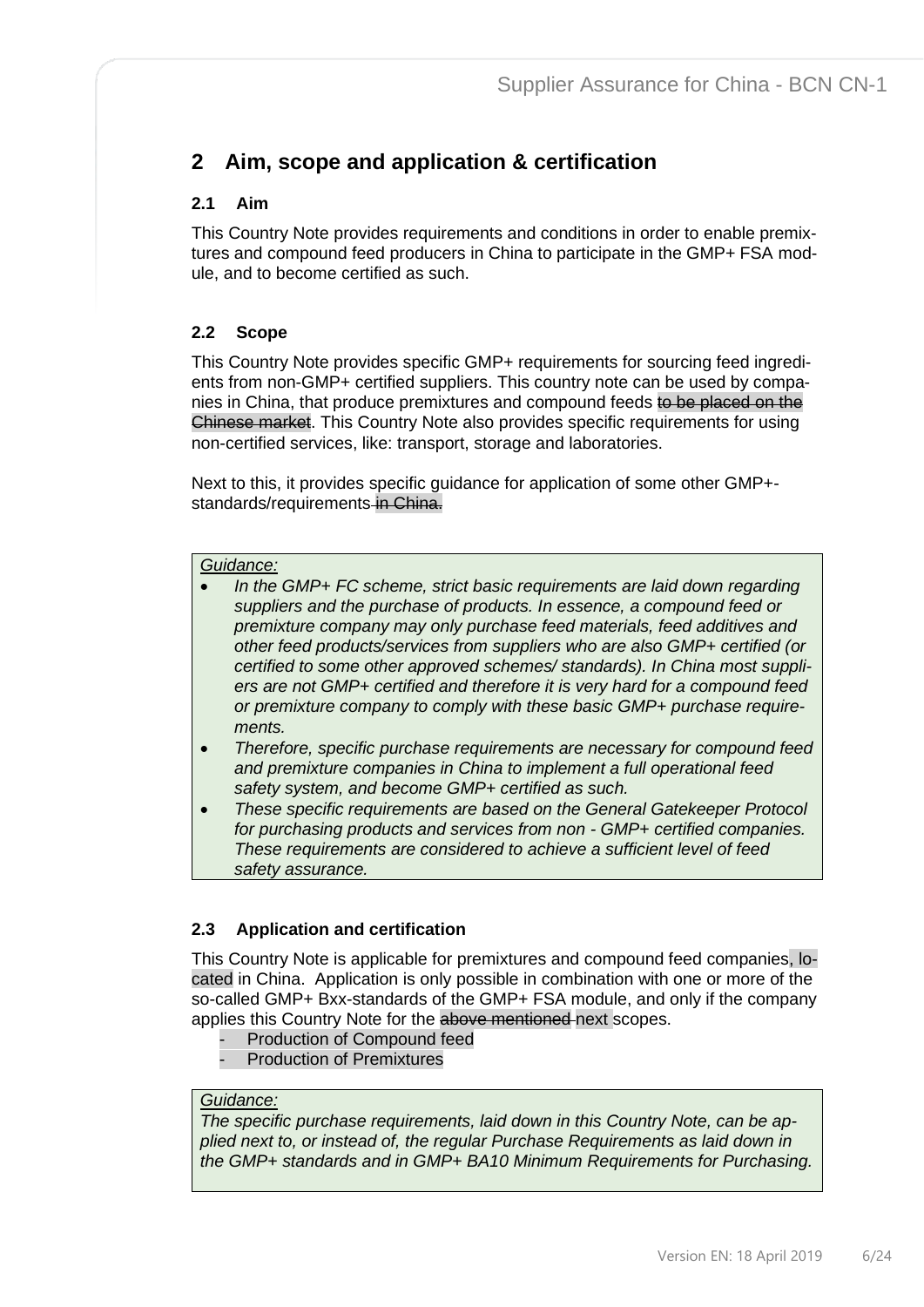# 2 Aim, scope and application & certification

## 2.1 Aim

This Country Note provides requirements and conditions in order to enable premixtures and compound feed producers in China to participate in the GMP+ FSA module, and to become certified as such.

## 2.2 Scope

This Country Note provides specific GMP+ requirements for sourcing feed ingredients from non-GMP+ certified suppliers. This country note can be used by companies in China, that produce premixtures and compound feeds ~~to be placed on the Chinese market~~. This Country Note also provides specific requirements for using non-certified services, like: transport, storage and laboratories.

Next to this, it provides specific guidance for application of some other GMP+-standards/requirements ~~in China.~~

> *Guidance:*
> - *In the GMP+ FC scheme, strict basic requirements are laid down regarding suppliers and the purchase of products. In essence, a compound feed or premixture company may only purchase feed materials, feed additives and other feed products/services from suppliers who are also GMP+ certified (or certified to some other approved schemes/ standards). In China most suppliers are not GMP+ certified and therefore it is very hard for a compound feed or premixture company to comply with these basic GMP+ purchase requirements.*
> - *Therefore, specific purchase requirements are necessary for compound feed and premixture companies in China to implement a full operational feed safety system, and become GMP+ certified as such.*
> - *These specific requirements are based on the General Gatekeeper Protocol for purchasing products and services from non - GMP+ certified companies. These requirements are considered to achieve a sufficient level of feed safety assurance.*

## 2.3 Application and certification

This Country Note is applicable for premixtures and compound feed companies, located in China. Application is only possible in combination with one or more of the so-called GMP+ Bxx-standards of the GMP+ FSA module, and only if the company applies this Country Note for the ~~above mentioned~~ next scopes.

- Production of Compound feed
- Production of Premixtures

> *Guidance:*
> *The specific purchase requirements, laid down in this Country Note, can be applied next to, or instead of, the regular Purchase Requirements as laid down in the GMP+ standards and in GMP+ BA10 Minimum Requirements for Purchasing.*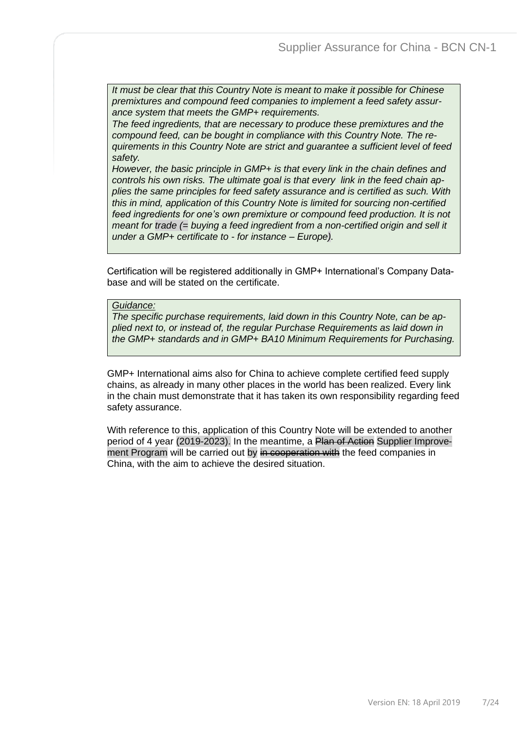*It must be clear that this Country Note is meant to make it possible for Chinese premixtures and compound feed companies to implement a feed safety assurance system that meets the GMP+ requirements.*
*The feed ingredients, that are necessary to produce these premixtures and the compound feed, can be bought in compliance with this Country Note. The requirements in this Country Note are strict and guarantee a sufficient level of feed safety.*
*However, the basic principle in GMP+ is that every link in the chain defines and controls his own risks. The ultimate goal is that every link in the feed chain applies the same principles for feed safety assurance and is certified as such. With this in mind, application of this Country Note is limited for sourcing non-certified feed ingredients for one's own premixture or compound feed production. It is not meant for trade (= buying a feed ingredient from a non-certified origin and sell it under a GMP+ certificate to - for instance – Europe).*

Certification will be registered additionally in GMP+ International's Company Database and will be stated on the certificate.

*Guidance:*
*The specific purchase requirements, laid down in this Country Note, can be applied next to, or instead of, the regular Purchase Requirements as laid down in the GMP+ standards and in GMP+ BA10 Minimum Requirements for Purchasing.*

GMP+ International aims also for China to achieve complete certified feed supply chains, as already in many other places in the world has been realized. Every link in the chain must demonstrate that it has taken its own responsibility regarding feed safety assurance.

With reference to this, application of this Country Note will be extended to another period of 4 year (2019-2023). In the meantime, a ~~Plan of Action~~ Supplier Improvement Program will be carried out by ~~in cooperation with~~ the feed companies in China, with the aim to achieve the desired situation.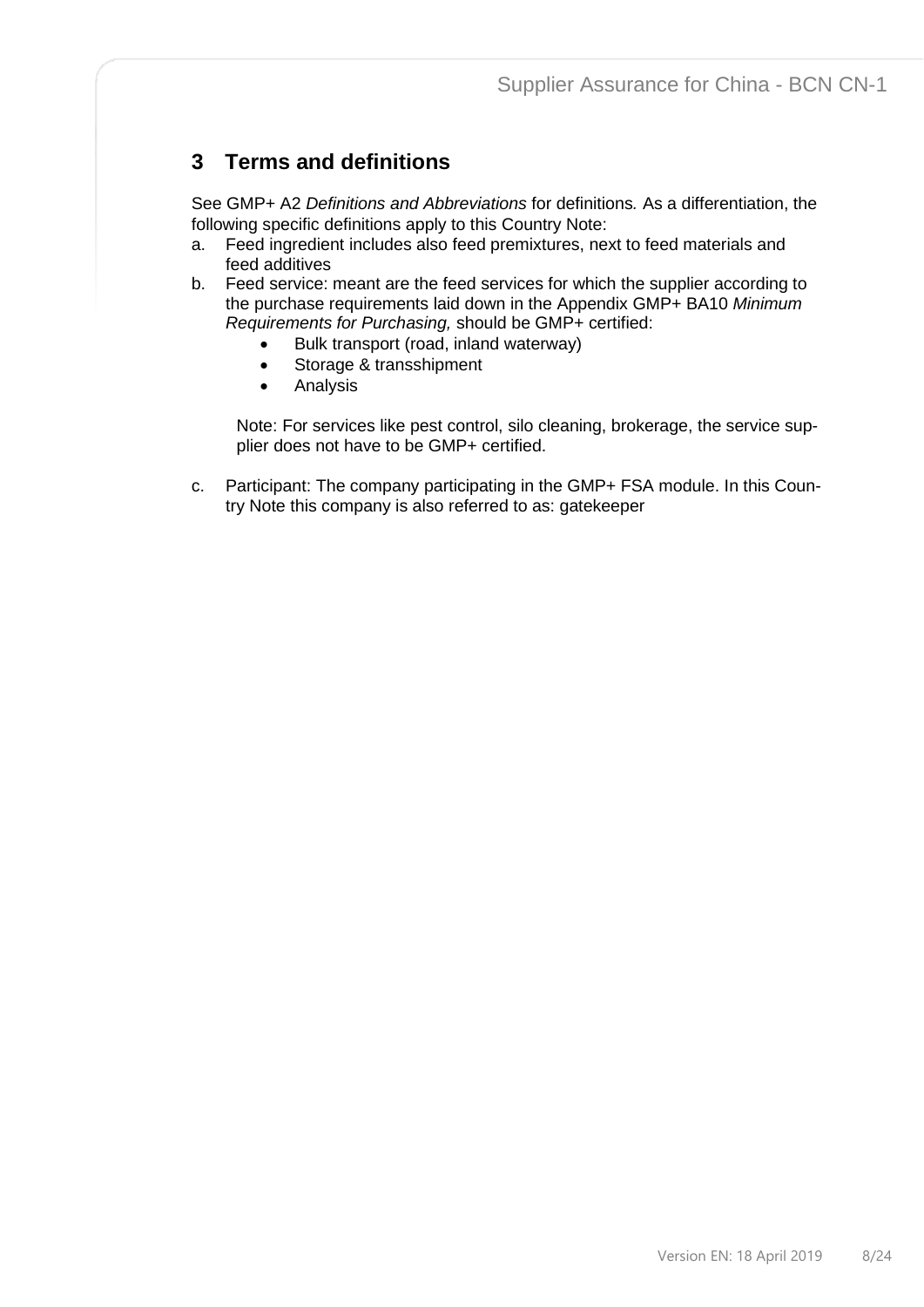# 3 Terms and definitions

See GMP+ A2 *Definitions and Abbreviations* for definitions. As a differentiation, the following specific definitions apply to this Country Note:

a. Feed ingredient includes also feed premixtures, next to feed materials and feed additives
b. Feed service: meant are the feed services for which the supplier according to the purchase requirements laid down in the Appendix GMP+ BA10 *Minimum Requirements for Purchasing,* should be GMP+ certified:
   - Bulk transport (road, inland waterway)
   - Storage & transshipment
   - Analysis

   Note: For services like pest control, silo cleaning, brokerage, the service supplier does not have to be GMP+ certified.

c. Participant: The company participating in the GMP+ FSA module. In this Country Note this company is also referred to as: gatekeeper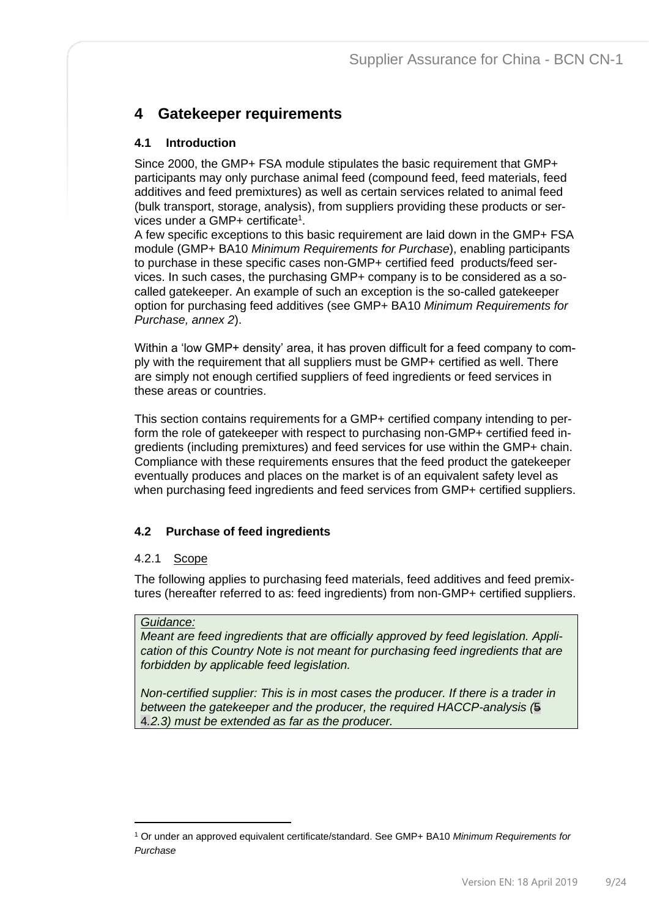# 4 Gatekeeper requirements

## 4.1 Introduction

Since 2000, the GMP+ FSA module stipulates the basic requirement that GMP+ participants may only purchase animal feed (compound feed, feed materials, feed additives and feed premixtures) as well as certain services related to animal feed (bulk transport, storage, analysis), from suppliers providing these products or services under a GMP+ certificate[1].

A few specific exceptions to this basic requirement are laid down in the GMP+ FSA module (GMP+ BA10 *Minimum Requirements for Purchase*), enabling participants to purchase in these specific cases non-GMP+ certified feed products/feed services. In such cases, the purchasing GMP+ company is to be considered as a so-called gatekeeper. An example of such an exception is the so-called gatekeeper option for purchasing feed additives (see GMP+ BA10 *Minimum Requirements for Purchase, annex 2*).

Within a 'low GMP+ density' area, it has proven difficult for a feed company to comply with the requirement that all suppliers must be GMP+ certified as well. There are simply not enough certified suppliers of feed ingredients or feed services in these areas or countries.

This section contains requirements for a GMP+ certified company intending to perform the role of gatekeeper with respect to purchasing non-GMP+ certified feed ingredients (including premixtures) and feed services for use within the GMP+ chain. Compliance with these requirements ensures that the feed product the gatekeeper eventually produces and places on the market is of an equivalent safety level as when purchasing feed ingredients and feed services from GMP+ certified suppliers.

## 4.2 Purchase of feed ingredients

### 4.2.1 Scope

The following applies to purchasing feed materials, feed additives and feed premixtures (hereafter referred to as: feed ingredients) from non-GMP+ certified suppliers.

> *Guidance:*
>
> *Meant are feed ingredients that are officially approved by feed legislation. Application of this Country Note is not meant for purchasing feed ingredients that are forbidden by applicable feed legislation.*
>
> *Non-certified supplier: This is in most cases the producer. If there is a trader in between the gatekeeper and the producer, the required HACCP-analysis (4.2.3) must be extended as far as the producer.*

[1] Or under an approved equivalent certificate/standard. See GMP+ BA10 *Minimum Requirements for Purchase*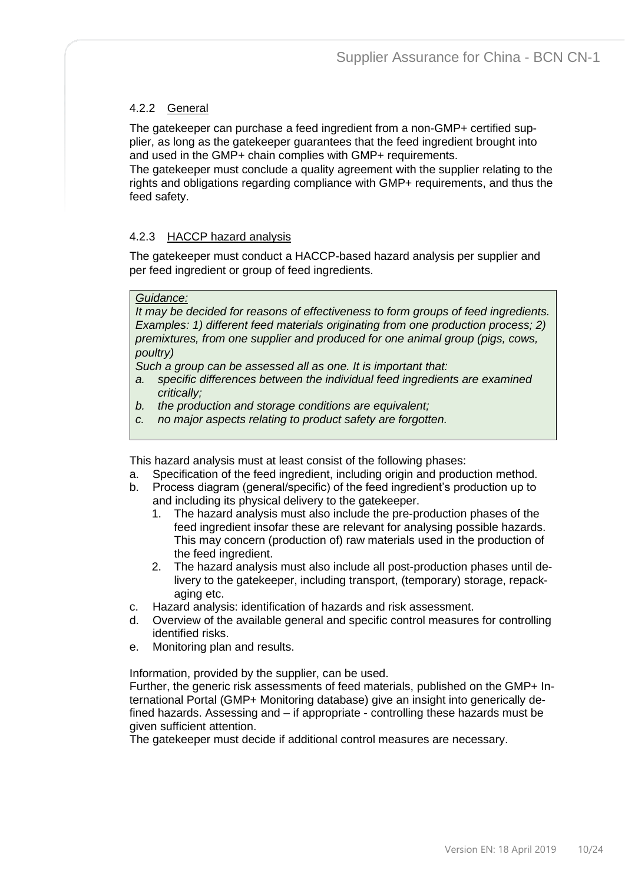#### 4.2.2 General

The gatekeeper can purchase a feed ingredient from a non-GMP+ certified supplier, as long as the gatekeeper guarantees that the feed ingredient brought into and used in the GMP+ chain complies with GMP+ requirements.
The gatekeeper must conclude a quality agreement with the supplier relating to the rights and obligations regarding compliance with GMP+ requirements, and thus the feed safety.

#### 4.2.3 HACCP hazard analysis

The gatekeeper must conduct a HACCP-based hazard analysis per supplier and per feed ingredient or group of feed ingredients.

> *Guidance:*
> *It may be decided for reasons of effectiveness to form groups of feed ingredients. Examples: 1) different feed materials originating from one production process; 2) premixtures, from one supplier and produced for one animal group (pigs, cows, poultry)*
> *Such a group can be assessed all as one. It is important that:*
> *a. specific differences between the individual feed ingredients are examined critically;*
> *b. the production and storage conditions are equivalent;*
> *c. no major aspects relating to product safety are forgotten.*

This hazard analysis must at least consist of the following phases:

a. Specification of the feed ingredient, including origin and production method.
b. Process diagram (general/specific) of the feed ingredient's production up to and including its physical delivery to the gatekeeper.
   1. The hazard analysis must also include the pre-production phases of the feed ingredient insofar these are relevant for analysing possible hazards. This may concern (production of) raw materials used in the production of the feed ingredient.
   2. The hazard analysis must also include all post-production phases until delivery to the gatekeeper, including transport, (temporary) storage, repackaging etc.
c. Hazard analysis: identification of hazards and risk assessment.
d. Overview of the available general and specific control measures for controlling identified risks.
e. Monitoring plan and results.

Information, provided by the supplier, can be used.
Further, the generic risk assessments of feed materials, published on the GMP+ International Portal (GMP+ Monitoring database) give an insight into generically defined hazards. Assessing and – if appropriate - controlling these hazards must be given sufficient attention.
The gatekeeper must decide if additional control measures are necessary.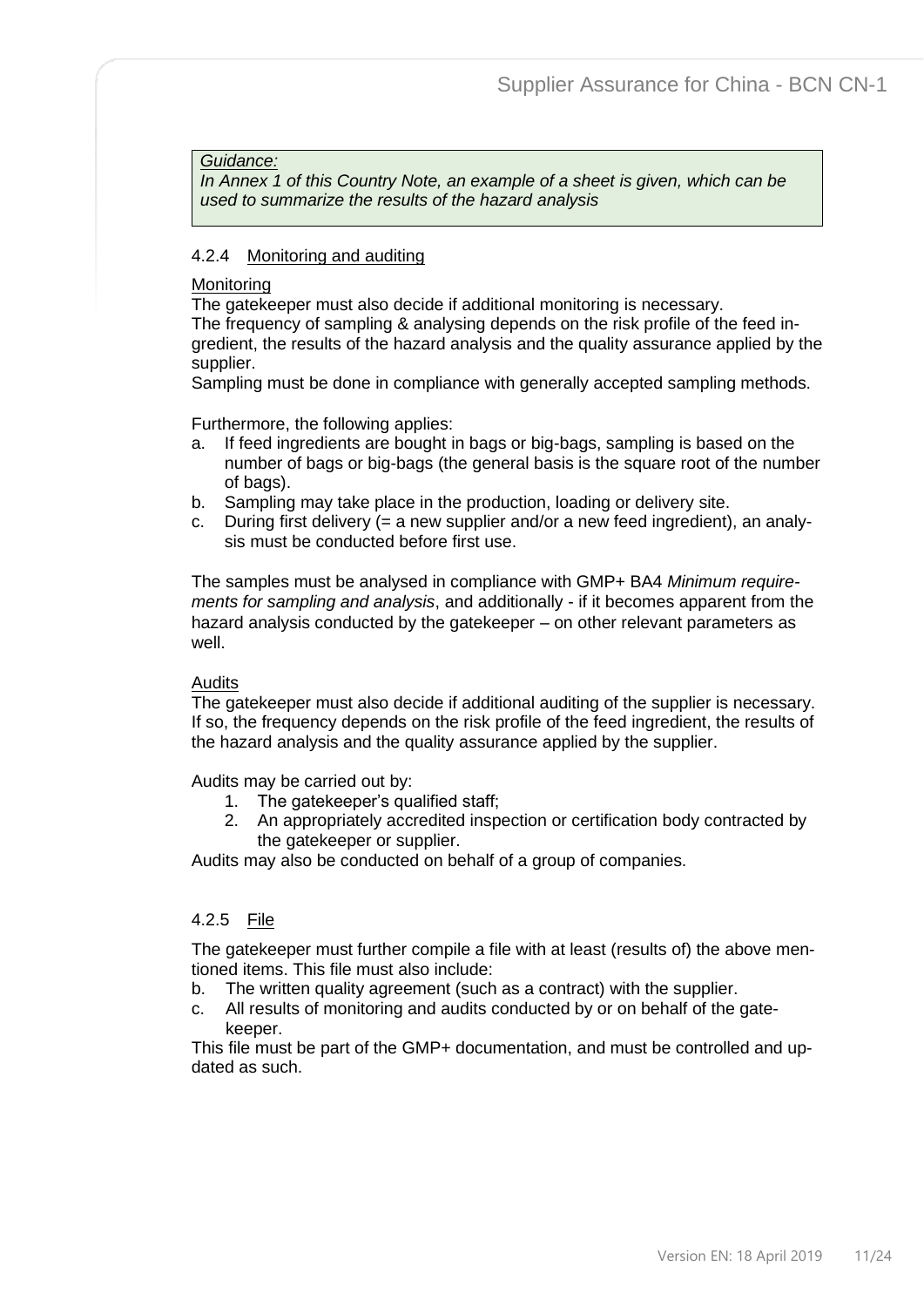> *Guidance:*
> *In Annex 1 of this Country Note, an example of a sheet is given, which can be used to summarize the results of the hazard analysis*

### 4.2.4 Monitoring and auditing

Monitoring

The gatekeeper must also decide if additional monitoring is necessary.
The frequency of sampling & analysing depends on the risk profile of the feed ingredient, the results of the hazard analysis and the quality assurance applied by the supplier.
Sampling must be done in compliance with generally accepted sampling methods.

Furthermore, the following applies:

a. If feed ingredients are bought in bags or big-bags, sampling is based on the number of bags or big-bags (the general basis is the square root of the number of bags).
b. Sampling may take place in the production, loading or delivery site.
c. During first delivery (= a new supplier and/or a new feed ingredient), an analysis must be conducted before first use.

The samples must be analysed in compliance with GMP+ BA4 *Minimum requirements for sampling and analysis*, and additionally - if it becomes apparent from the hazard analysis conducted by the gatekeeper – on other relevant parameters as well.

Audits

The gatekeeper must also decide if additional auditing of the supplier is necessary. If so, the frequency depends on the risk profile of the feed ingredient, the results of the hazard analysis and the quality assurance applied by the supplier.

Audits may be carried out by:

1. The gatekeeper's qualified staff;
2. An appropriately accredited inspection or certification body contracted by the gatekeeper or supplier.

Audits may also be conducted on behalf of a group of companies.

### 4.2.5 File

The gatekeeper must further compile a file with at least (results of) the above mentioned items. This file must also include:

b. The written quality agreement (such as a contract) with the supplier.
c. All results of monitoring and audits conducted by or on behalf of the gatekeeper.

This file must be part of the GMP+ documentation, and must be controlled and updated as such.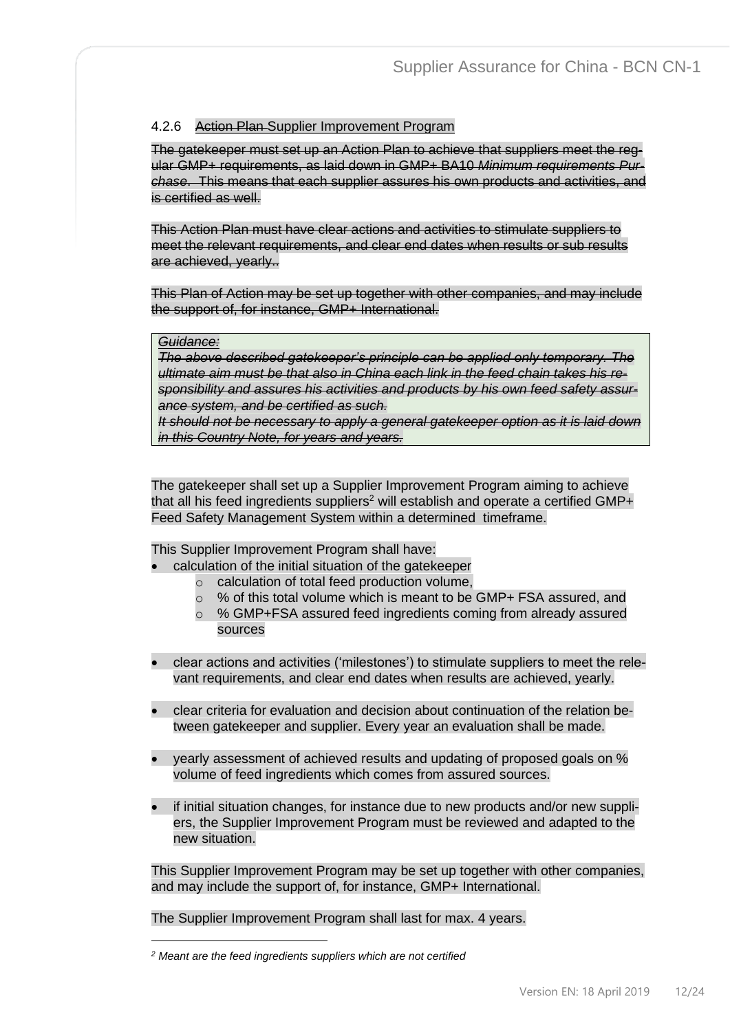#### 4.2.6 ~~Action Plan~~ Supplier Improvement Program

~~The gatekeeper must set up an Action Plan to achieve that suppliers meet the regular GMP+ requirements, as laid down in GMP+ BA10 *Minimum requirements Purchase*. This means that each supplier assures his own products and activities, and is certified as well.~~

~~This Action Plan must have clear actions and activities to stimulate suppliers to meet the relevant requirements, and clear end dates when results or sub results are achieved, yearly..~~

~~This Plan of Action may be set up together with other companies, and may include the support of, for instance, GMP+ International.~~

> ~~*Guidance:*~~
> ~~*The above described gatekeeper's principle can be applied only temporary. The ultimate aim must be that also in China each link in the feed chain takes his responsibility and assures his activities and products by his own feed safety assurance system, and be certified as such.*~~
> ~~*It should not be necessary to apply a general gatekeeper option as it is laid down in this Country Note, for years and years.*~~

The gatekeeper shall set up a Supplier Improvement Program aiming to achieve that all his feed ingredients suppliers[2] will establish and operate a certified GMP+ Feed Safety Management System within a determined timeframe.

This Supplier Improvement Program shall have:

- calculation of the initial situation of the gatekeeper
  - calculation of total feed production volume,
  - % of this total volume which is meant to be GMP+ FSA assured, and
  - % GMP+FSA assured feed ingredients coming from already assured sources
- clear actions and activities ('milestones') to stimulate suppliers to meet the relevant requirements, and clear end dates when results are achieved, yearly.
- clear criteria for evaluation and decision about continuation of the relation between gatekeeper and supplier. Every year an evaluation shall be made.
- yearly assessment of achieved results and updating of proposed goals on % volume of feed ingredients which comes from assured sources.
- if initial situation changes, for instance due to new products and/or new suppliers, the Supplier Improvement Program must be reviewed and adapted to the new situation.

This Supplier Improvement Program may be set up together with other companies, and may include the support of, for instance, GMP+ International.

The Supplier Improvement Program shall last for max. 4 years.

---

[2] *Meant are the feed ingredients suppliers which are not certified*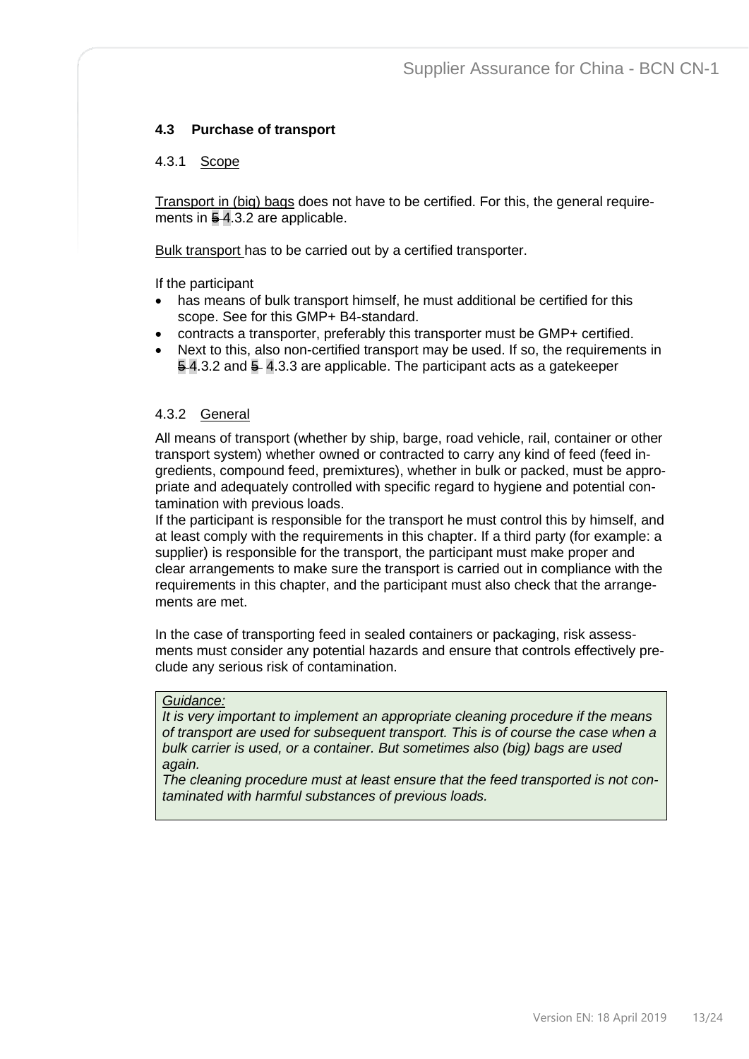### 4.3 Purchase of transport

#### 4.3.1 Scope

Transport in (big) bags does not have to be certified. For this, the general requirements in ~~5~~ 4.3.2 are applicable.

Bulk transport has to be carried out by a certified transporter.

If the participant

- has means of bulk transport himself, he must additional be certified for this scope. See for this GMP+ B4-standard.
- contracts a transporter, preferably this transporter must be GMP+ certified.
- Next to this, also non-certified transport may be used. If so, the requirements in ~~5~~ 4.3.2 and ~~5~~ 4.3.3 are applicable. The participant acts as a gatekeeper

#### 4.3.2 General

All means of transport (whether by ship, barge, road vehicle, rail, container or other transport system) whether owned or contracted to carry any kind of feed (feed ingredients, compound feed, premixtures), whether in bulk or packed, must be appropriate and adequately controlled with specific regard to hygiene and potential contamination with previous loads.
If the participant is responsible for the transport he must control this by himself, and at least comply with the requirements in this chapter. If a third party (for example: a supplier) is responsible for the transport, the participant must make proper and clear arrangements to make sure the transport is carried out in compliance with the requirements in this chapter, and the participant must also check that the arrangements are met.

In the case of transporting feed in sealed containers or packaging, risk assessments must consider any potential hazards and ensure that controls effectively preclude any serious risk of contamination.

> *Guidance:*
> *It is very important to implement an appropriate cleaning procedure if the means of transport are used for subsequent transport. This is of course the case when a bulk carrier is used, or a container. But sometimes also (big) bags are used again.*
> *The cleaning procedure must at least ensure that the feed transported is not contaminated with harmful substances of previous loads.*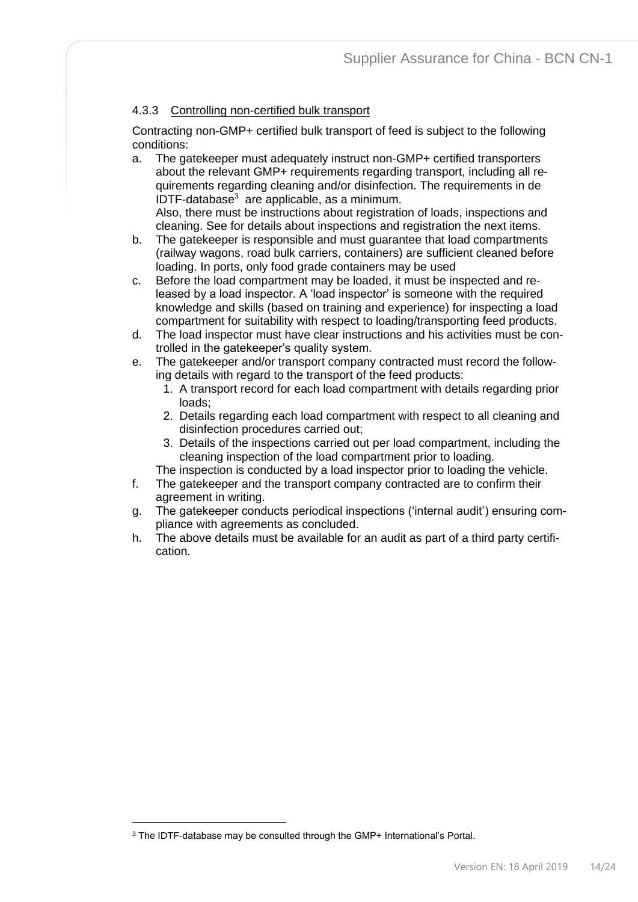#### 4.3.3 Controlling non-certified bulk transport

Contracting non-GMP+ certified bulk transport of feed is subject to the following conditions:

a. The gatekeeper must adequately instruct non-GMP+ certified transporters about the relevant GMP+ requirements regarding transport, including all requirements regarding cleaning and/or disinfection. The requirements in de IDTF-database[3] are applicable, as a minimum.
   Also, there must be instructions about registration of loads, inspections and cleaning. See for details about inspections and registration the next items.
b. The gatekeeper is responsible and must guarantee that load compartments (railway wagons, road bulk carriers, containers) are sufficient cleaned before loading. In ports, only food grade containers may be used
c. Before the load compartment may be loaded, it must be inspected and released by a load inspector. A 'load inspector' is someone with the required knowledge and skills (based on training and experience) for inspecting a load compartment for suitability with respect to loading/transporting feed products.
d. The load inspector must have clear instructions and his activities must be controlled in the gatekeeper's quality system.
e. The gatekeeper and/or transport company contracted must record the following details with regard to the transport of the feed products:
   1. A transport record for each load compartment with details regarding prior loads;
   2. Details regarding each load compartment with respect to all cleaning and disinfection procedures carried out;
   3. Details of the inspections carried out per load compartment, including the cleaning inspection of the load compartment prior to loading.

   The inspection is conducted by a load inspector prior to loading the vehicle.
f. The gatekeeper and the transport company contracted are to confirm their agreement in writing.
g. The gatekeeper conducts periodical inspections ('internal audit') ensuring compliance with agreements as concluded.
h. The above details must be available for an audit as part of a third party certification.

[3] The IDTF-database may be consulted through the GMP+ International's Portal.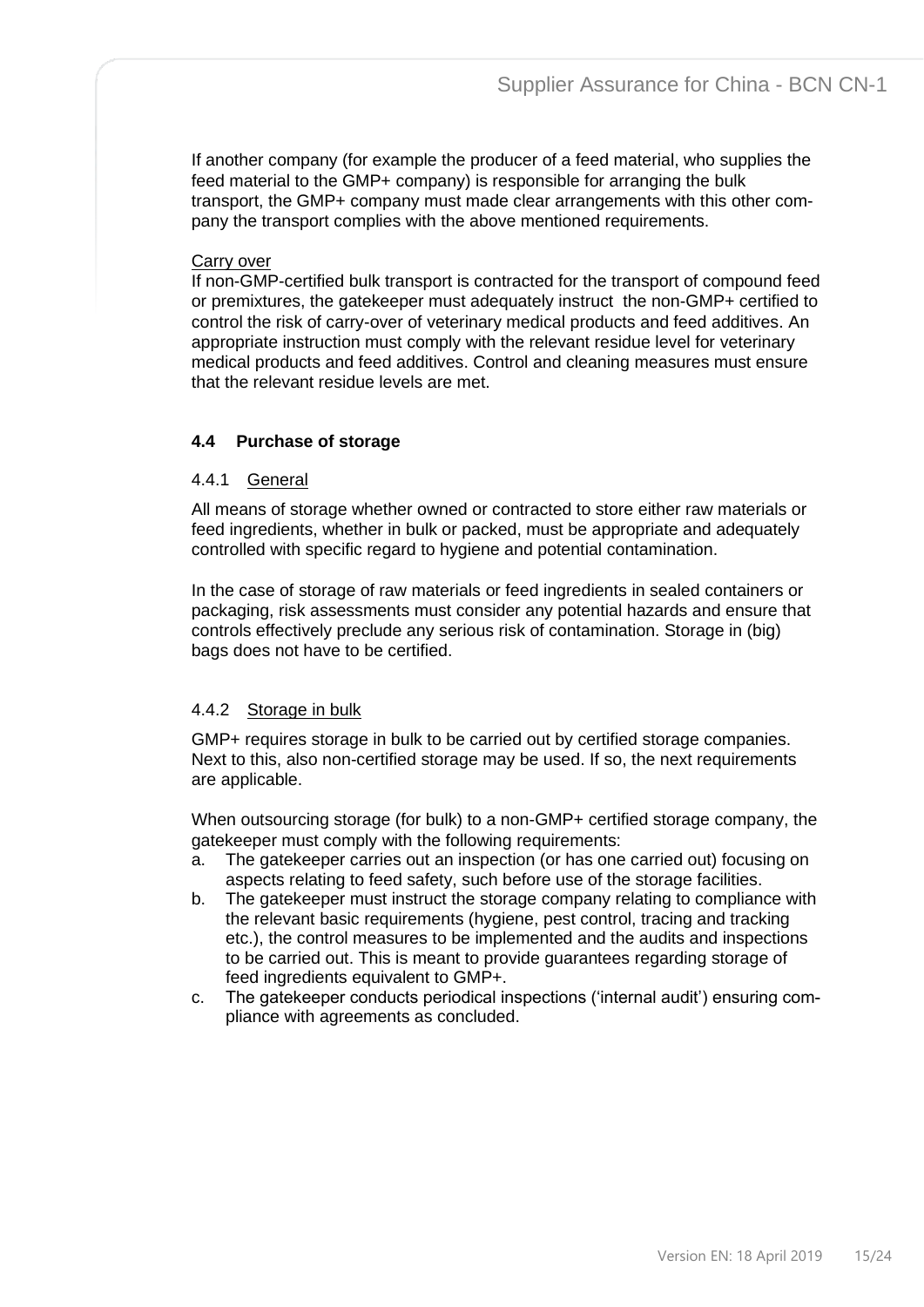If another company (for example the producer of a feed material, who supplies the feed material to the GMP+ company) is responsible for arranging the bulk transport, the GMP+ company must made clear arrangements with this other company the transport complies with the above mentioned requirements.

<u>Carry over</u>

If non-GMP-certified bulk transport is contracted for the transport of compound feed or premixtures, the gatekeeper must adequately instruct the non-GMP+ certified to control the risk of carry-over of veterinary medical products and feed additives. An appropriate instruction must comply with the relevant residue level for veterinary medical products and feed additives. Control and cleaning measures must ensure that the relevant residue levels are met.

### 4.4 Purchase of storage

#### 4.4.1 General

All means of storage whether owned or contracted to store either raw materials or feed ingredients, whether in bulk or packed, must be appropriate and adequately controlled with specific regard to hygiene and potential contamination.

In the case of storage of raw materials or feed ingredients in sealed containers or packaging, risk assessments must consider any potential hazards and ensure that controls effectively preclude any serious risk of contamination. Storage in (big) bags does not have to be certified.

#### 4.4.2 Storage in bulk

GMP+ requires storage in bulk to be carried out by certified storage companies. Next to this, also non-certified storage may be used. If so, the next requirements are applicable.

When outsourcing storage (for bulk) to a non-GMP+ certified storage company, the gatekeeper must comply with the following requirements:

a. The gatekeeper carries out an inspection (or has one carried out) focusing on aspects relating to feed safety, such before use of the storage facilities.
b. The gatekeeper must instruct the storage company relating to compliance with the relevant basic requirements (hygiene, pest control, tracing and tracking etc.), the control measures to be implemented and the audits and inspections to be carried out. This is meant to provide guarantees regarding storage of feed ingredients equivalent to GMP+.
c. The gatekeeper conducts periodical inspections ('internal audit') ensuring compliance with agreements as concluded.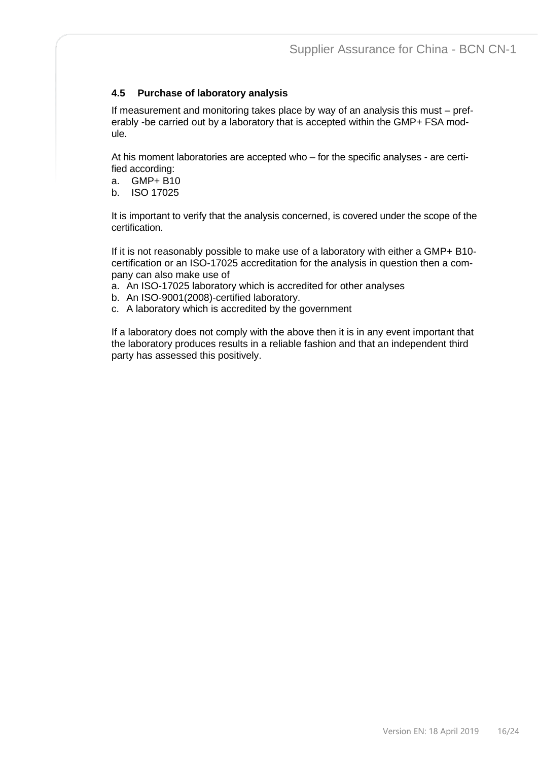### 4.5 Purchase of laboratory analysis

If measurement and monitoring takes place by way of an analysis this must – preferably -be carried out by a laboratory that is accepted within the GMP+ FSA module.

At his moment laboratories are accepted who – for the specific analyses - are certified according:

a. GMP+ B10
b. ISO 17025

It is important to verify that the analysis concerned, is covered under the scope of the certification.

If it is not reasonably possible to make use of a laboratory with either a GMP+ B10-certification or an ISO-17025 accreditation for the analysis in question then a company can also make use of

a. An ISO-17025 laboratory which is accredited for other analyses
b. An ISO-9001(2008)-certified laboratory.
c. A laboratory which is accredited by the government

If a laboratory does not comply with the above then it is in any event important that the laboratory produces results in a reliable fashion and that an independent third party has assessed this positively.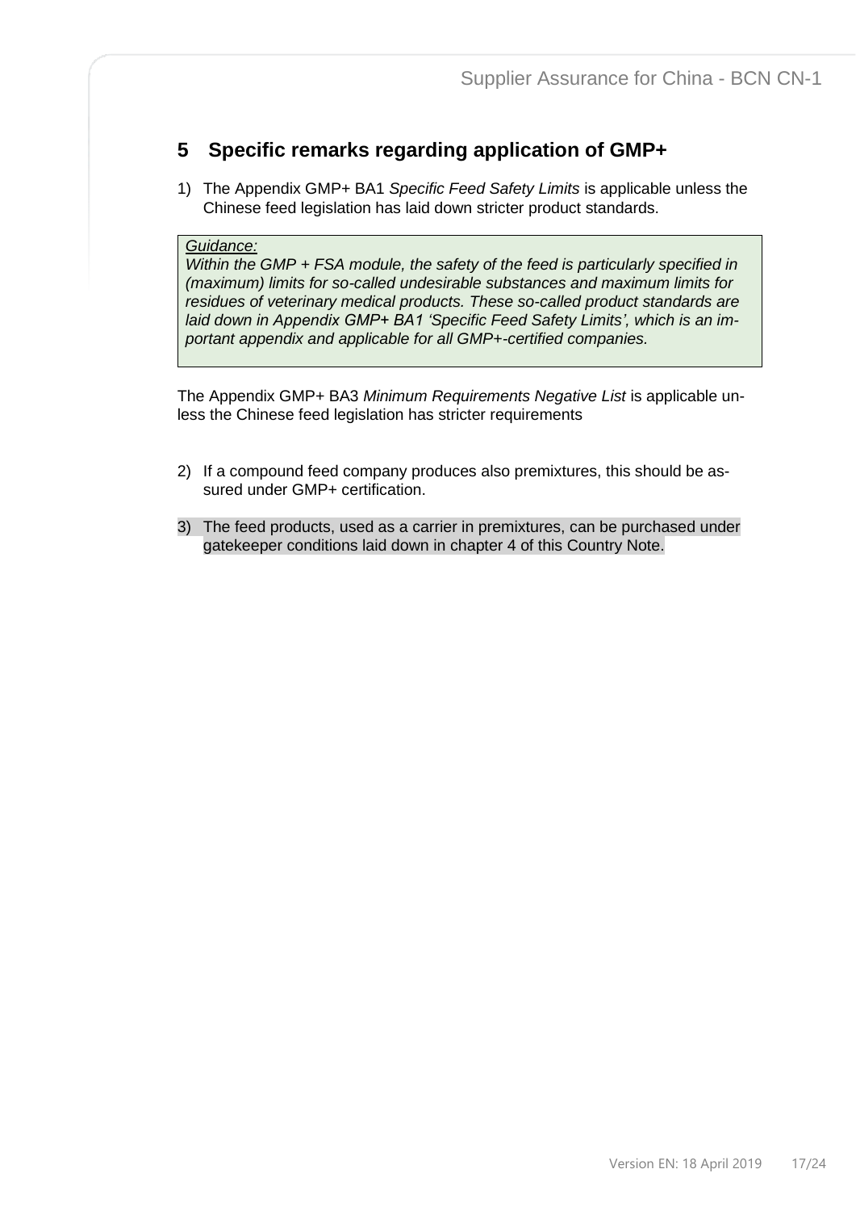# 5 Specific remarks regarding application of GMP+

1) The Appendix GMP+ BA1 *Specific Feed Safety Limits* is applicable unless the Chinese feed legislation has laid down stricter product standards.

> *Guidance:*
> *Within the GMP + FSA module, the safety of the feed is particularly specified in (maximum) limits for so-called undesirable substances and maximum limits for residues of veterinary medical products. These so-called product standards are laid down in Appendix GMP+ BA1 'Specific Feed Safety Limits', which is an important appendix and applicable for all GMP+-certified companies.*

The Appendix GMP+ BA3 *Minimum Requirements Negative List* is applicable unless the Chinese feed legislation has stricter requirements

2) If a compound feed company produces also premixtures, this should be assured under GMP+ certification.

3) The feed products, used as a carrier in premixtures, can be purchased under gatekeeper conditions laid down in chapter 4 of this Country Note.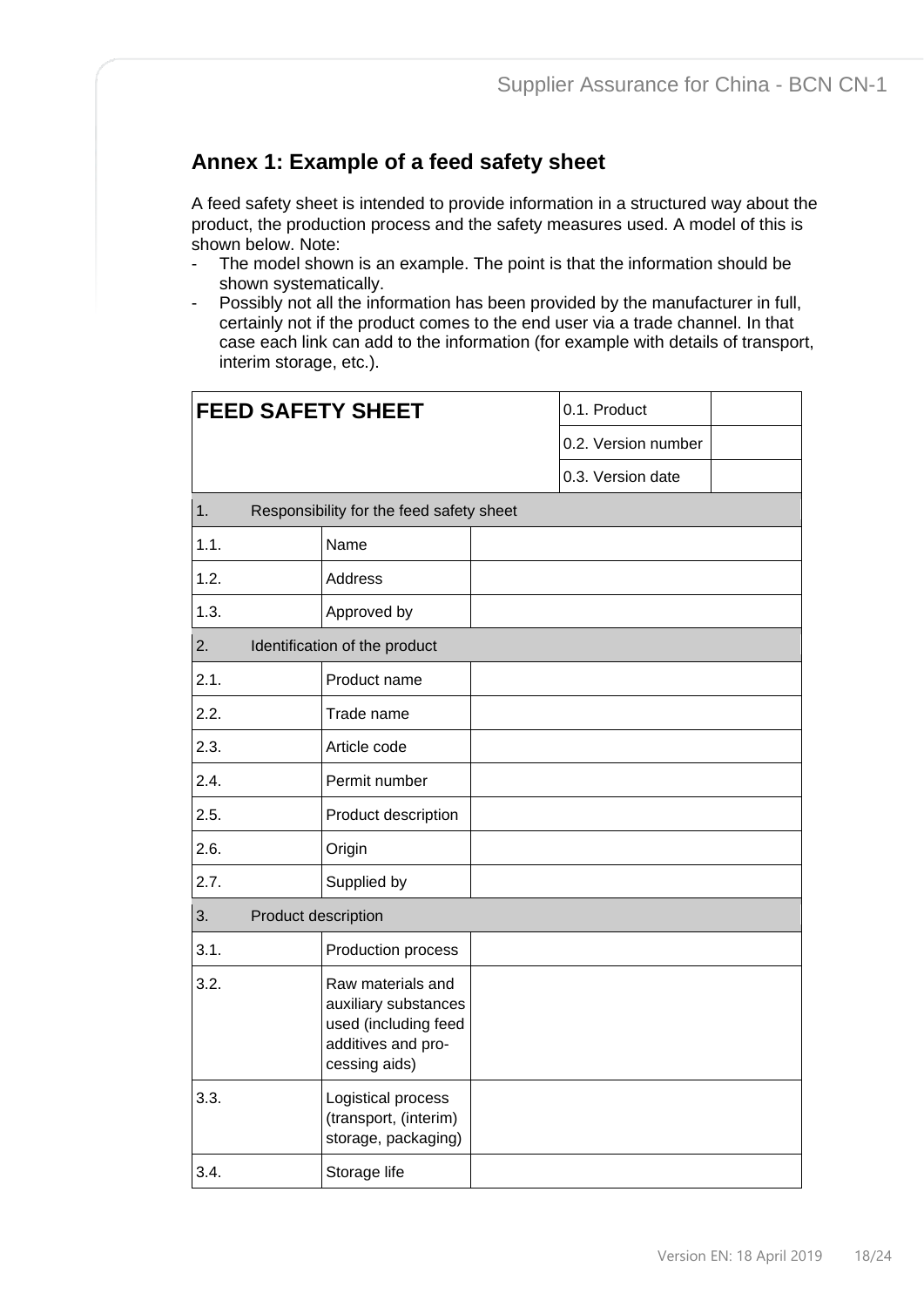## Annex 1: Example of a feed safety sheet

A feed safety sheet is intended to provide information in a structured way about the product, the production process and the safety measures used. A model of this is shown below. Note:

- The model shown is an example. The point is that the information should be shown systematically.
- Possibly not all the information has been provided by the manufacturer in full, certainly not if the product comes to the end user via a trade channel. In that case each link can add to the information (for example with details of transport, interim storage, etc.).

| **FEED SAFETY SHEET** | | 0.1. Product | |
|---|---|---|---|
| | | 0.2. Version number | |
| | | 0.3. Version date | |
| 1. Responsibility for the feed safety sheet | | | |
| 1.1. | Name | | |
| 1.2. | Address | | |
| 1.3. | Approved by | | |
| 2. Identification of the product | | | |
| 2.1. | Product name | | |
| 2.2. | Trade name | | |
| 2.3. | Article code | | |
| 2.4. | Permit number | | |
| 2.5. | Product description | | |
| 2.6. | Origin | | |
| 2.7. | Supplied by | | |
| 3. Product description | | | |
| 3.1. | Production process | | |
| 3.2. | Raw materials and auxiliary substances used (including feed additives and processing aids) | | |
| 3.3. | Logistical process (transport, (interim) storage, packaging) | | |
| 3.4. | Storage life | | |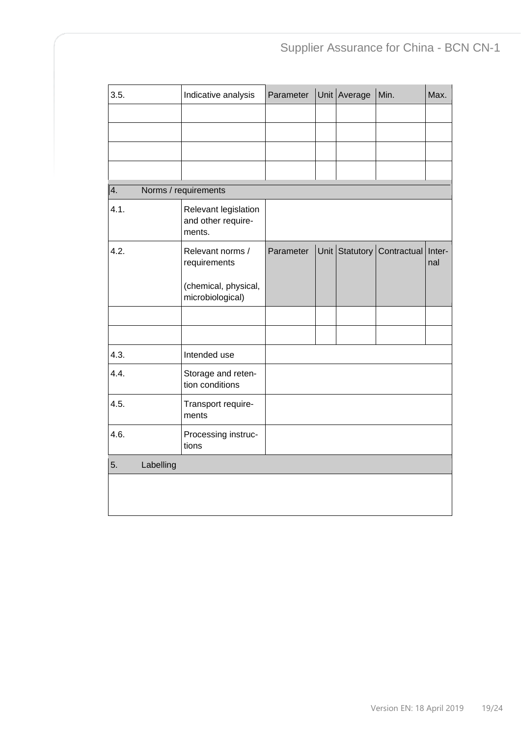| 3.5. | Indicative analysis | Parameter | Unit | Average | Min. | Max. |
|---|---|---|---|---|---|---|
| | | | | | | |
| | | | | | | |
| | | | | | | |
| | | | | | | |
| **4. Norms / requirements** | | | | | | |
| 4.1. | Relevant legislation and other requirements. | | | | | |
| 4.2. | Relevant norms / requirements<br><br>(chemical, physical, microbiological) | Parameter | Unit | Statutory | Contractual | Internal |
| | | | | | | |
| | | | | | | |
| 4.3. | Intended use | | | | | |
| 4.4. | Storage and retention conditions | | | | | |
| 4.5. | Transport requirements | | | | | |
| 4.6. | Processing instructions | | | | | |
| **5. Labelling** | | | | | | |
| | | | | | | |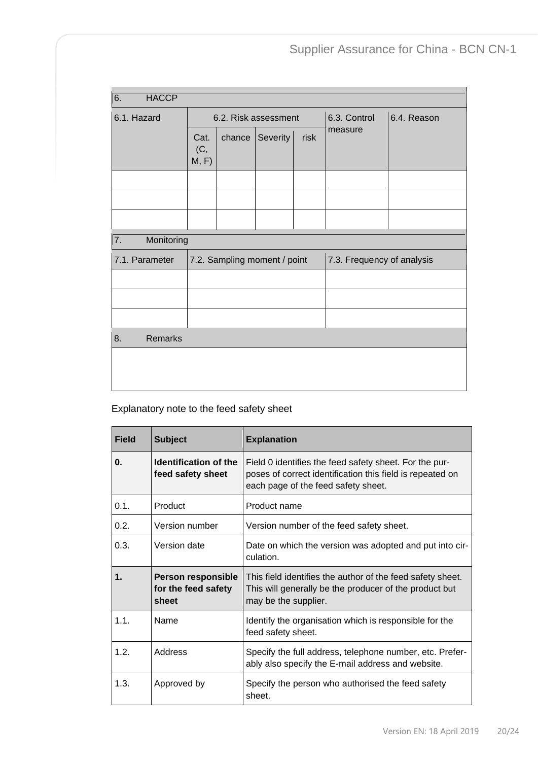| 6. HACCP | | | | | | |
| --- | --- | --- | --- | --- | --- | --- |
| 6.1. Hazard | 6.2. Risk assessment | | | | 6.3. Control measure | 6.4. Reason |
| | Cat. (C, M, F) | chance | Severity | risk | | |
| | | | | | | |
| | | | | | | |
| | | | | | | |

| 7. Monitoring | | |
| --- | --- | --- |
| 7.1. Parameter | 7.2. Sampling moment / point | 7.3. Frequency of analysis |
| | | |
| | | |
| | | |

| 8. Remarks |
| --- |
| |

Explanatory note to the feed safety sheet

| Field | Subject | Explanation |
| --- | --- | --- |
| **0.** | **Identification of the feed safety sheet** | Field 0 identifies the feed safety sheet. For the purposes of correct identification this field is repeated on each page of the feed safety sheet. |
| 0.1. | Product | Product name |
| 0.2. | Version number | Version number of the feed safety sheet. |
| 0.3. | Version date | Date on which the version was adopted and put into circulation. |
| **1.** | **Person responsible for the feed safety sheet** | This field identifies the author of the feed safety sheet. This will generally be the producer of the product but may be the supplier. |
| 1.1. | Name | Identify the organisation which is responsible for the feed safety sheet. |
| 1.2. | Address | Specify the full address, telephone number, etc. Preferably also specify the E-mail address and website. |
| 1.3. | Approved by | Specify the person who authorised the feed safety sheet. |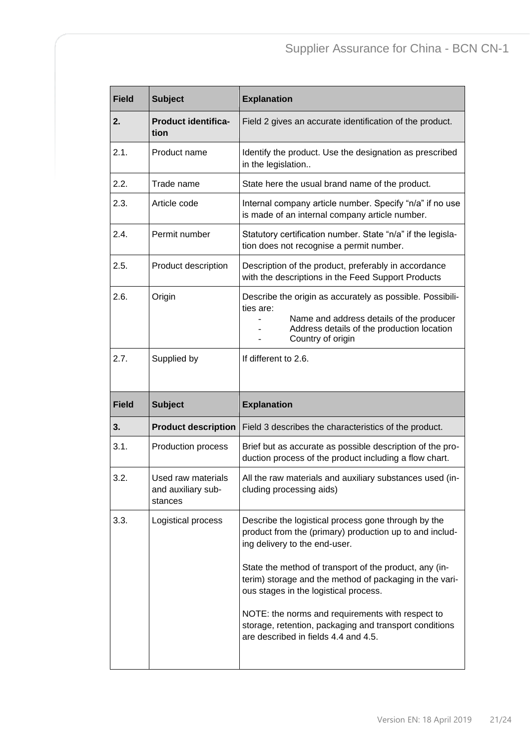| Field | Subject | Explanation |
| --- | --- | --- |
| **2.** | **Product identification** | Field 2 gives an accurate identification of the product. |
| 2.1. | Product name | Identify the product. Use the designation as prescribed in the legislation.. |
| 2.2. | Trade name | State here the usual brand name of the product. |
| 2.3. | Article code | Internal company article number. Specify “n/a” if no use is made of an internal company article number. |
| 2.4. | Permit number | Statutory certification number. State “n/a” if the legislation does not recognise a permit number. |
| 2.5. | Product description | Description of the product, preferably in accordance with the descriptions in the Feed Support Products |
| 2.6. | Origin | Describe the origin as accurately as possible. Possibilities are:<br>- Name and address details of the producer<br>- Address details of the production location<br>- Country of origin |
| 2.7. | Supplied by | If different to 2.6. |

| Field | Subject | Explanation |
| --- | --- | --- |
| **3.** | **Product description** | Field 3 describes the characteristics of the product. |
| 3.1. | Production process | Brief but as accurate as possible description of the production process of the product including a flow chart. |
| 3.2. | Used raw materials and auxiliary substances | All the raw materials and auxiliary substances used (including processing aids) |
| 3.3. | Logistical process | Describe the logistical process gone through by the product from the (primary) production up to and including delivery to the end-user.<br><br>State the method of transport of the product, any (interim) storage and the method of packaging in the various stages in the logistical process.<br><br>NOTE: the norms and requirements with respect to storage, retention, packaging and transport conditions are described in fields 4.4 and 4.5. |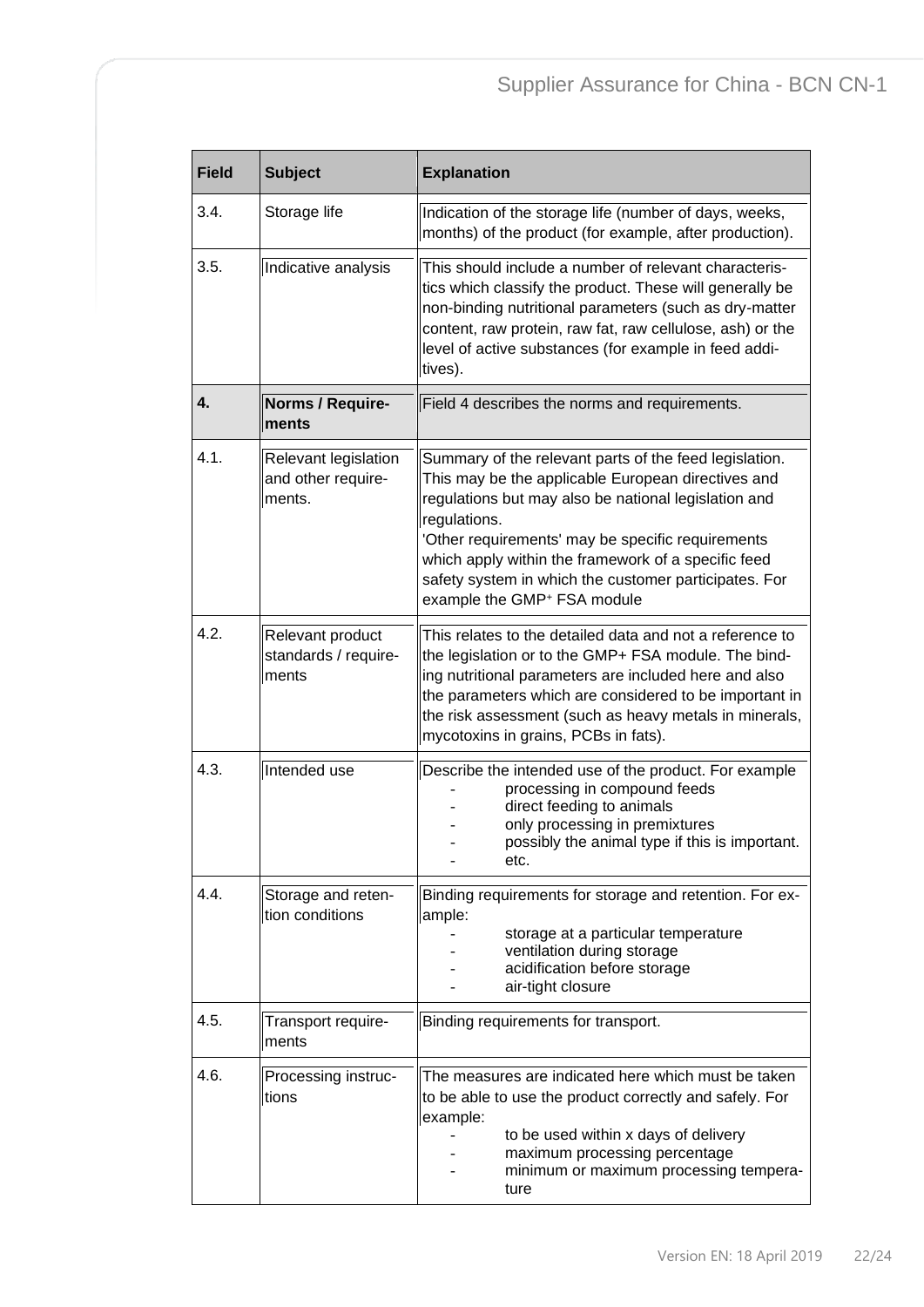| Field | Subject | Explanation |
|---|---|---|
| 3.4. | Storage life | Indication of the storage life (number of days, weeks, months) of the product (for example, after production). |
| 3.5. | Indicative analysis | This should include a number of relevant characteristics which classify the product. These will generally be non-binding nutritional parameters (such as dry-matter content, raw protein, raw fat, raw cellulose, ash) or the level of active substances (for example in feed additives). |
| **4.** | **Norms / Requirements** | Field 4 describes the norms and requirements. |
| 4.1. | Relevant legislation and other requirements. | Summary of the relevant parts of the feed legislation. This may be the applicable European directives and regulations but may also be national legislation and regulations.<br>'Other requirements' may be specific requirements which apply within the framework of a specific feed safety system in which the customer participates. For example the GMP⁺ FSA module |
| 4.2. | Relevant product standards / requirements | This relates to the detailed data and not a reference to the legislation or to the GMP+ FSA module. The binding nutritional parameters are included here and also the parameters which are considered to be important in the risk assessment (such as heavy metals in minerals, mycotoxins in grains, PCBs in fats). |
| 4.3. | Intended use | Describe the intended use of the product. For example<br>- processing in compound feeds<br>- direct feeding to animals<br>- only processing in premixtures<br>- possibly the animal type if this is important.<br>- etc. |
| 4.4. | Storage and retention conditions | Binding requirements for storage and retention. For example:<br>- storage at a particular temperature<br>- ventilation during storage<br>- acidification before storage<br>- air-tight closure |
| 4.5. | Transport requirements | Binding requirements for transport. |
| 4.6. | Processing instructions | The measures are indicated here which must be taken to be able to use the product correctly and safely. For example:<br>- to be used within x days of delivery<br>- maximum processing percentage<br>- minimum or maximum processing temperature |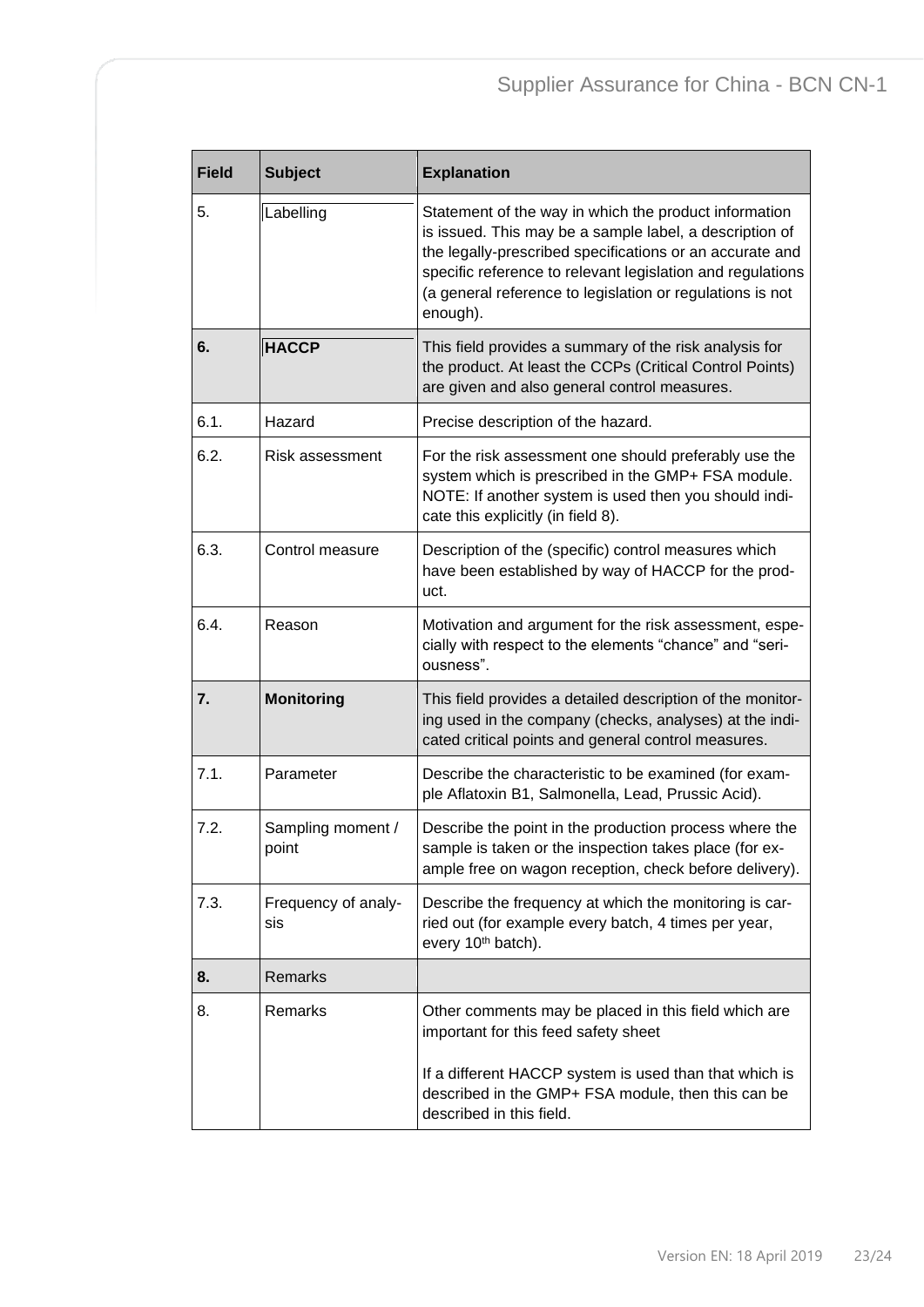| Field | Subject | Explanation |
|---|---|---|
| 5. | Labelling | Statement of the way in which the product information is issued. This may be a sample label, a description of the legally-prescribed specifications or an accurate and specific reference to relevant legislation and regulations (a general reference to legislation or regulations is not enough). |
| **6.** | **HACCP** | This field provides a summary of the risk analysis for the product. At least the CCPs (Critical Control Points) are given and also general control measures. |
| 6.1. | Hazard | Precise description of the hazard. |
| 6.2. | Risk assessment | For the risk assessment one should preferably use the system which is prescribed in the GMP+ FSA module. NOTE: If another system is used then you should indicate this explicitly (in field 8). |
| 6.3. | Control measure | Description of the (specific) control measures which have been established by way of HACCP for the product. |
| 6.4. | Reason | Motivation and argument for the risk assessment, especially with respect to the elements “chance” and “seriousness”. |
| **7.** | **Monitoring** | This field provides a detailed description of the monitoring used in the company (checks, analyses) at the indicated critical points and general control measures. |
| 7.1. | Parameter | Describe the characteristic to be examined (for example Aflatoxin B1, Salmonella, Lead, Prussic Acid). |
| 7.2. | Sampling moment / point | Describe the point in the production process where the sample is taken or the inspection takes place (for example free on wagon reception, check before delivery). |
| 7.3. | Frequency of analysis | Describe the frequency at which the monitoring is carried out (for example every batch, 4 times per year, every 10th batch). |
| **8.** | Remarks | |
| 8. | Remarks | Other comments may be placed in this field which are important for this feed safety sheet<br><br>If a different HACCP system is used than that which is described in the GMP+ FSA module, then this can be described in this field. |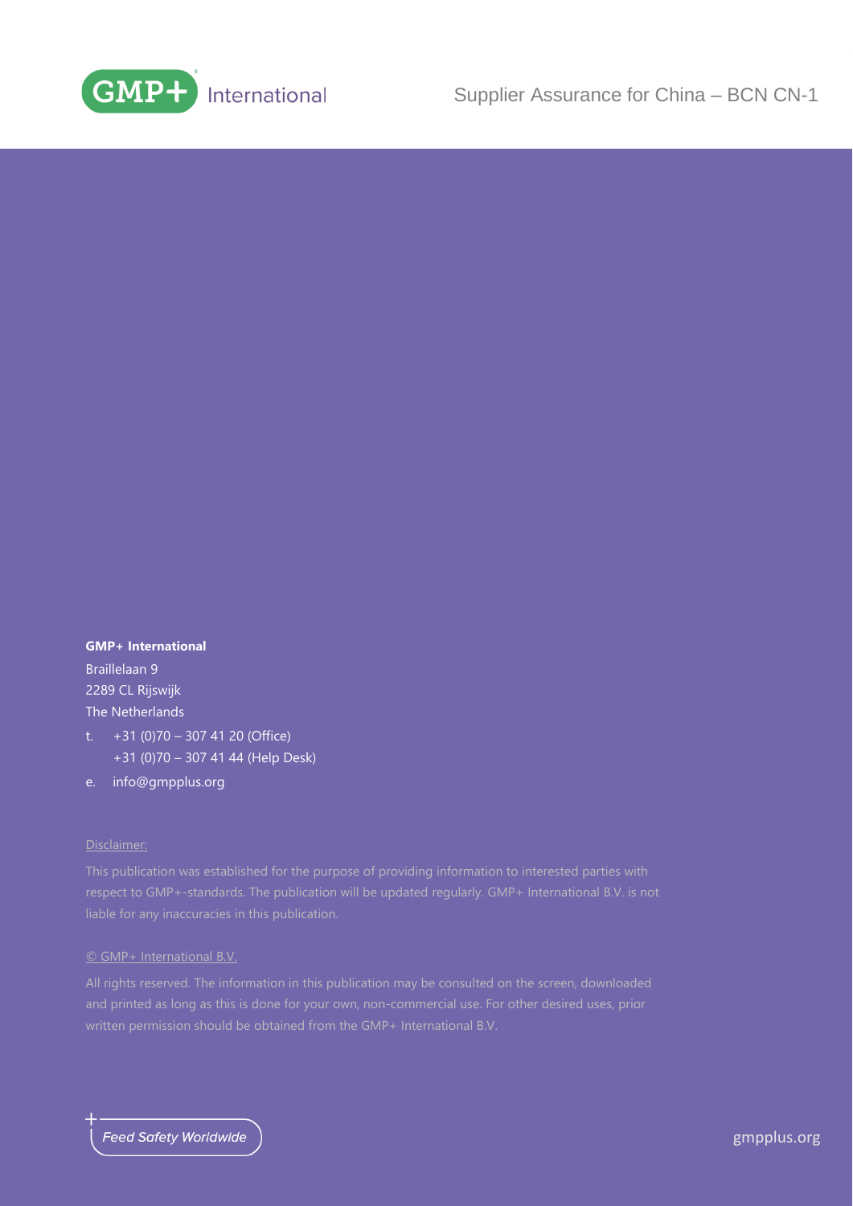**GMP+ International**

Braillelaan 9
2289 CL Rijswijk
The Netherlands

t. +31 (0)70 – 307 41 20 (Office)
+31 (0)70 – 307 41 44 (Help Desk)

e. info@gmpplus.org

Disclaimer:

This publication was established for the purpose of providing information to interested parties with respect to GMP+-standards. The publication will be updated regularly. GMP+ International B.V. is not liable for any inaccuracies in this publication.

© GMP+ International B.V.

All rights reserved. The information in this publication may be consulted on the screen, downloaded and printed as long as this is done for your own, non-commercial use. For other desired uses, prior written permission should be obtained from the GMP+ International B.V.

Feed Safety Worldwide

gmpplus.org